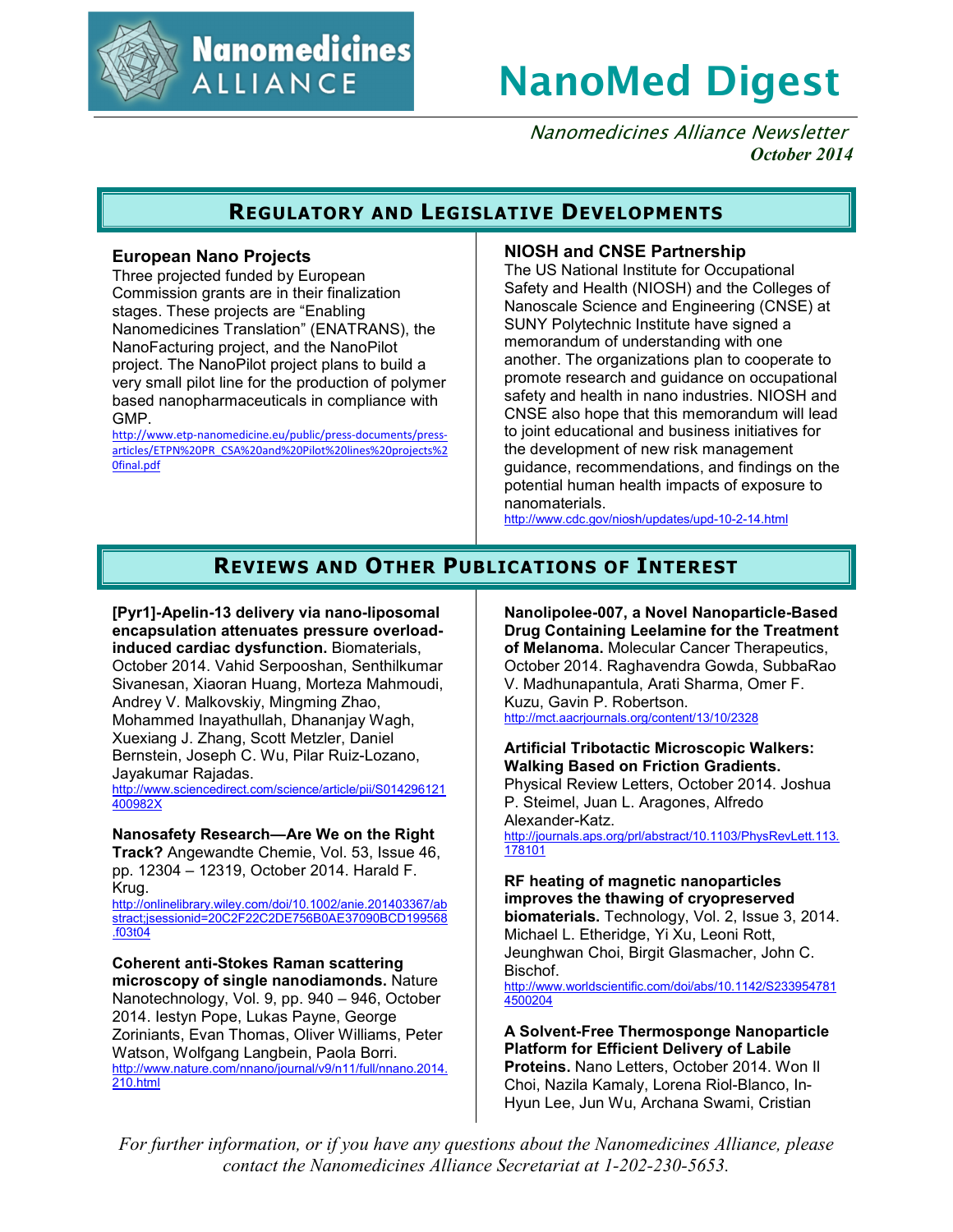# NanoMed Digest

*Nanomedicines Alliance Newsletter*
***October 2014***

## Regulatory and Legislative Developments

### European Nano Projects

Three projected funded by European Commission grants are in their finalization stages. These projects are "Enabling Nanomedicines Translation" (ENATRANS), the NanoFacturing project, and the NanoPilot project. The NanoPilot project plans to build a very small pilot line for the production of polymer based nanopharmaceuticals in compliance with GMP.
http://www.etp-nanomedicine.eu/public/press-documents/press-articles/ETPN%20PR_CSA%20and%20Pilot%20lines%20projects%20final.pdf

### NIOSH and CNSE Partnership

The US National Institute for Occupational Safety and Health (NIOSH) and the Colleges of Nanoscale Science and Engineering (CNSE) at SUNY Polytechnic Institute have signed a memorandum of understanding with one another. The organizations plan to cooperate to promote research and guidance on occupational safety and health in nano industries. NIOSH and CNSE also hope that this memorandum will lead to joint educational and business initiatives for the development of new risk management guidance, recommendations, and findings on the potential human health impacts of exposure to nanomaterials.
http://www.cdc.gov/niosh/updates/upd-10-2-14.html

## Reviews and Other Publications of Interest

**[Pyr1]-Apelin-13 delivery via nano-liposomal encapsulation attenuates pressure overload-induced cardiac dysfunction.** Biomaterials, October 2014. Vahid Serpooshan, Senthilkumar Sivanesan, Xiaoran Huang, Morteza Mahmoudi, Andrey V. Malkovskiy, Mingming Zhao, Mohammed Inayathullah, Dhananjay Wagh, Xuexiang J. Zhang, Scott Metzler, Daniel Bernstein, Joseph C. Wu, Pilar Ruiz-Lozano, Jayakumar Rajadas.
http://www.sciencedirect.com/science/article/pii/S014296121400982X

**Nanosafety Research—Are We on the Right Track?** Angewandte Chemie, Vol. 53, Issue 46, pp. 12304 – 12319, October 2014. Harald F. Krug.
http://onlinelibrary.wiley.com/doi/10.1002/anie.201403367/abstract;jsessionid=20C2F22C2DE756B0AE37090BCD199568.f03t04

**Coherent anti-Stokes Raman scattering microscopy of single nanodiamonds.** Nature Nanotechnology, Vol. 9, pp. 940 – 946, October 2014. Iestyn Pope, Lukas Payne, George Zoriniants, Evan Thomas, Oliver Williams, Peter Watson, Wolfgang Langbein, Paola Borri.
http://www.nature.com/nnano/journal/v9/n11/full/nnano.2014.210.html

**Nanolipolee-007, a Novel Nanoparticle-Based Drug Containing Leelamine for the Treatment of Melanoma.** Molecular Cancer Therapeutics, October 2014. Raghavendra Gowda, SubbaRao V. Madhunapantula, Arati Sharma, Omer F. Kuzu, Gavin P. Robertson.
http://mct.aacrjournals.org/content/13/10/2328

**Artificial Tribotactic Microscopic Walkers: Walking Based on Friction Gradients.** Physical Review Letters, October 2014. Joshua P. Steimel, Juan L. Aragones, Alfredo Alexander-Katz.
http://journals.aps.org/prl/abstract/10.1103/PhysRevLett.113.178101

**RF heating of magnetic nanoparticles improves the thawing of cryopreserved biomaterials.** Technology, Vol. 2, Issue 3, 2014. Michael L. Etheridge, Yi Xu, Leoni Rott, Jeunghwan Choi, Birgit Glasmacher, John C. Bischof.
http://www.worldscientific.com/doi/abs/10.1142/S2339547814500204

**A Solvent-Free Thermosponge Nanoparticle Platform for Efficient Delivery of Labile Proteins.** Nano Letters, October 2014. Won Il Choi, Nazila Kamaly, Lorena Riol-Blanco, In-Hyun Lee, Jun Wu, Archana Swami, Cristian

*For further information, or if you have any questions about the Nanomedicines Alliance, please contact the Nanomedicines Alliance Secretariat at 1-202-230-5653.*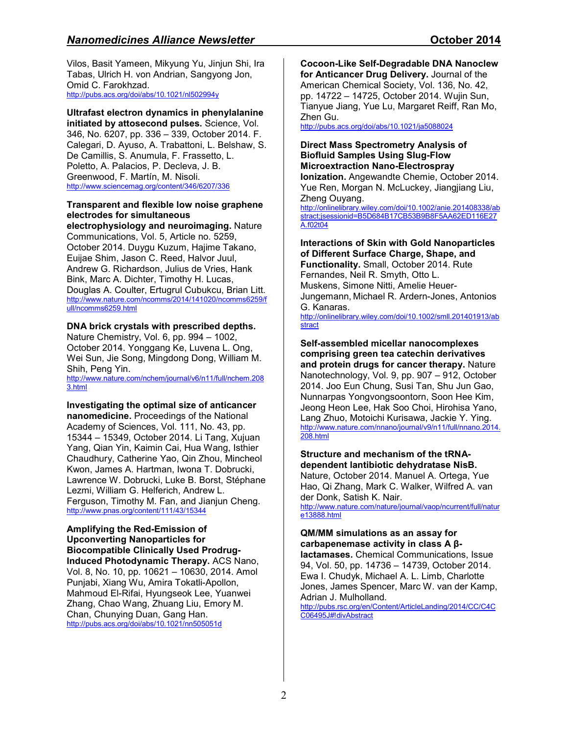Vilos, Basit Yameen, Mikyung Yu, Jinjun Shi, Ira Tabas, Ulrich H. von Andrian, Sangyong Jon, Omid C. Farokhzad.
http://pubs.acs.org/doi/abs/10.1021/nl502994y

**Ultrafast electron dynamics in phenylalanine initiated by attosecond pulses.** Science, Vol. 346, No. 6207, pp. 336 – 339, October 2014. F. Calegari, D. Ayuso, A. Trabattoni, L. Belshaw, S. De Camillis, S. Anumula, F. Frassetto, L. Poletto, A. Palacios, P. Decleva, J. B. Greenwood, F. Martín, M. Nisoli.
http://www.sciencemag.org/content/346/6207/336

**Transparent and flexible low noise graphene electrodes for simultaneous electrophysiology and neuroimaging.** Nature Communications, Vol. 5, Article no. 5259, October 2014. Duygu Kuzum, Hajime Takano, Euijae Shim, Jason C. Reed, Halvor Juul, Andrew G. Richardson, Julius de Vries, Hank Bink, Marc A. Dichter, Timothy H. Lucas, Douglas A. Coulter, Ertugrul Cubukcu, Brian Litt.
http://www.nature.com/ncomms/2014/141020/ncomms6259/full/ncomms6259.html

**DNA brick crystals with prescribed depths.** Nature Chemistry, Vol. 6, pp. 994 – 1002, October 2014. Yonggang Ke, Luvena L. Ong, Wei Sun, Jie Song, Mingdong Dong, William M. Shih, Peng Yin.
http://www.nature.com/nchem/journal/v6/n11/full/nchem.2083.html

**Investigating the optimal size of anticancer nanomedicine.** Proceedings of the National Academy of Sciences, Vol. 111, No. 43, pp. 15344 – 15349, October 2014. Li Tang, Xujuan Yang, Qian Yin, Kaimin Cai, Hua Wang, Isthier Chaudhury, Catherine Yao, Qin Zhou, Mincheol Kwon, James A. Hartman, Iwona T. Dobrucki, Lawrence W. Dobrucki, Luke B. Borst, Stéphane Lezmi, William G. Helferich, Andrew L. Ferguson, Timothy M. Fan, and Jianjun Cheng.
http://www.pnas.org/content/111/43/15344

**Amplifying the Red-Emission of Upconverting Nanoparticles for Biocompatible Clinically Used Prodrug-Induced Photodynamic Therapy.** ACS Nano, Vol. 8, No. 10, pp. 10621 – 10630, 2014. Amol Punjabi, Xiang Wu, Amira Tokatli-Apollon, Mahmoud El-Rifai, Hyungseok Lee, Yuanwei Zhang, Chao Wang, Zhuang Liu, Emory M. Chan, Chunying Duan, Gang Han.
http://pubs.acs.org/doi/abs/10.1021/nn505051d

**Cocoon-Like Self-Degradable DNA Nanoclew for Anticancer Drug Delivery.** Journal of the American Chemical Society, Vol. 136, No. 42, pp. 14722 – 14725, October 2014. Wujin Sun, Tianyue Jiang, Yue Lu, Margaret Reiff, Ran Mo, Zhen Gu.
http://pubs.acs.org/doi/abs/10.1021/ja5088024

**Direct Mass Spectrometry Analysis of Biofluid Samples Using Slug-Flow Microextraction Nano-Electrospray Ionization.** Angewandte Chemie, October 2014. Yue Ren, Morgan N. McLuckey, Jiangjiang Liu, Zheng Ouyang.
http://onlinelibrary.wiley.com/doi/10.1002/anie.201408338/abstract;jsessionid=B5D684B17CB53B9B8F5AA62ED116E27A.f02t04

**Interactions of Skin with Gold Nanoparticles of Different Surface Charge, Shape, and Functionality.** Small, October 2014. Rute Fernandes, Neil R. Smyth, Otto L. Muskens, Simone Nitti, Amelie Heuer-Jungemann, Michael R. Ardern-Jones, Antonios G. Kanaras.
http://onlinelibrary.wiley.com/doi/10.1002/smll.201401913/abstract

**Self-assembled micellar nanocomplexes comprising green tea catechin derivatives and protein drugs for cancer therapy.** Nature Nanotechnology, Vol. 9, pp. 907 – 912, October 2014. Joo Eun Chung, Susi Tan, Shu Jun Gao, Nunnarpas Yongvongsoontorn, Soon Hee Kim, Jeong Heon Lee, Hak Soo Choi, Hirohisa Yano, Lang Zhuo, Motoichi Kurisawa, Jackie Y. Ying.
http://www.nature.com/nnano/journal/v9/n11/full/nnano.2014.208.html

**Structure and mechanism of the tRNA-dependent lantibiotic dehydratase NisB.** Nature, October 2014. Manuel A. Ortega, Yue Hao, Qi Zhang, Mark C. Walker, Wilfred A. van der Donk, Satish K. Nair.
http://www.nature.com/nature/journal/vaop/ncurrent/full/nature13888.html

**QM/MM simulations as an assay for carbapenemase activity in class A β-lactamases.** Chemical Communications, Issue 94, Vol. 50, pp. 14736 – 14739, October 2014. Ewa I. Chudyk, Michael A. L. Limb, Charlotte Jones, James Spencer, Marc W. van der Kamp, Adrian J. Mulholland.
http://pubs.rsc.org/en/Content/ArticleLanding/2014/CC/C4CC06495J#!divAbstract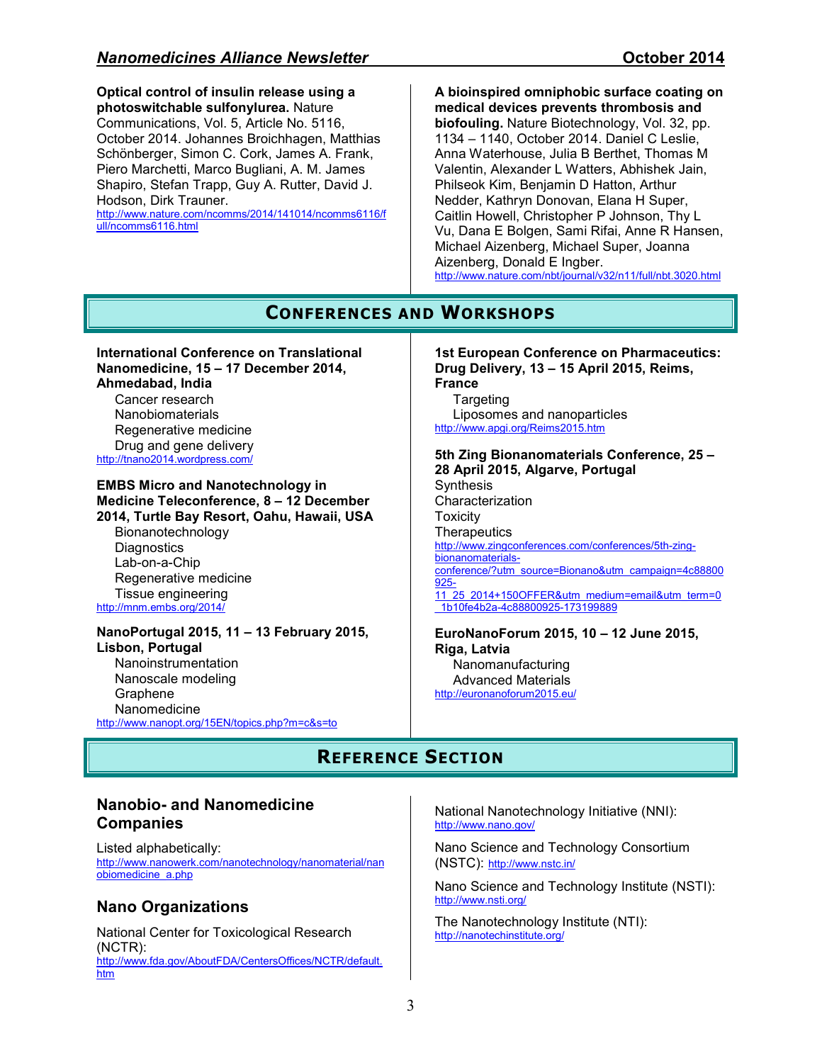**Optical control of insulin release using a photoswitchable sulfonylurea.** Nature Communications, Vol. 5, Article No. 5116, October 2014. Johannes Broichhagen, Matthias Schönberger, Simon C. Cork, James A. Frank, Piero Marchetti, Marco Bugliani, A. M. James Shapiro, Stefan Trapp, Guy A. Rutter, David J. Hodson, Dirk Trauner.
http://www.nature.com/ncomms/2014/141014/ncomms6116/full/ncomms6116.html

**A bioinspired omniphobic surface coating on medical devices prevents thrombosis and biofouling.** Nature Biotechnology, Vol. 32, pp. 1134 – 1140, October 2014. Daniel C Leslie, Anna Waterhouse, Julia B Berthet, Thomas M Valentin, Alexander L Watters, Abhishek Jain, Philseok Kim, Benjamin D Hatton, Arthur Nedder, Kathryn Donovan, Elana H Super, Caitlin Howell, Christopher P Johnson, Thy L Vu, Dana E Bolgen, Sami Rifai, Anne R Hansen, Michael Aizenberg, Michael Super, Joanna Aizenberg, Donald E Ingber.
http://www.nature.com/nbt/journal/v32/n11/full/nbt.3020.html

# Conferences and Workshops

**International Conference on Translational Nanomedicine, 15 – 17 December 2014, Ahmedabad, India**

- Cancer research
- Nanobiomaterials
- Regenerative medicine
- Drug and gene delivery

http://tnano2014.wordpress.com/

**EMBS Micro and Nanotechnology in Medicine Teleconference, 8 – 12 December 2014, Turtle Bay Resort, Oahu, Hawaii, USA**

- Bionanotechnology
- Diagnostics
- Lab-on-a-Chip
- Regenerative medicine
- Tissue engineering

http://mnm.embs.org/2014/

**NanoPortugal 2015, 11 – 13 February 2015, Lisbon, Portugal**

- Nanoinstrumentation
- Nanoscale modeling
- Graphene
- Nanomedicine

http://www.nanopt.org/15EN/topics.php?m=c&s=to

**1st European Conference on Pharmaceutics: Drug Delivery, 13 – 15 April 2015, Reims, France**

- Targeting
- Liposomes and nanoparticles

http://www.apgi.org/Reims2015.htm

**5th Zing Bionanomaterials Conference, 25 – 28 April 2015, Algarve, Portugal**

- Synthesis
- Characterization
- Toxicity
- Therapeutics

http://www.zingconferences.com/conferences/5th-zing-bionanomaterials-conference/?utm_source=Bionano&utm_campaign=4c88800925-11_25_2014+150OFFER&utm_medium=email&utm_term=0_1b10fe4b2a-4c88800925-173199889

**EuroNanoForum 2015, 10 – 12 June 2015, Riga, Latvia**

- Nanomanufacturing
- Advanced Materials

http://euronanoforum2015.eu/

# Reference Section

## Nanobio- and Nanomedicine Companies

Listed alphabetically:
http://www.nanowerk.com/nanotechnology/nanomaterial/nanobiomedicine_a.php

## Nano Organizations

National Center for Toxicological Research (NCTR):
http://www.fda.gov/AboutFDA/CentersOffices/NCTR/default.htm

National Nanotechnology Initiative (NNI):
http://www.nano.gov/

Nano Science and Technology Consortium (NSTC): http://www.nstc.in/

Nano Science and Technology Institute (NSTI):
http://www.nsti.org/

The Nanotechnology Institute (NTI):
http://nanotechinstitute.org/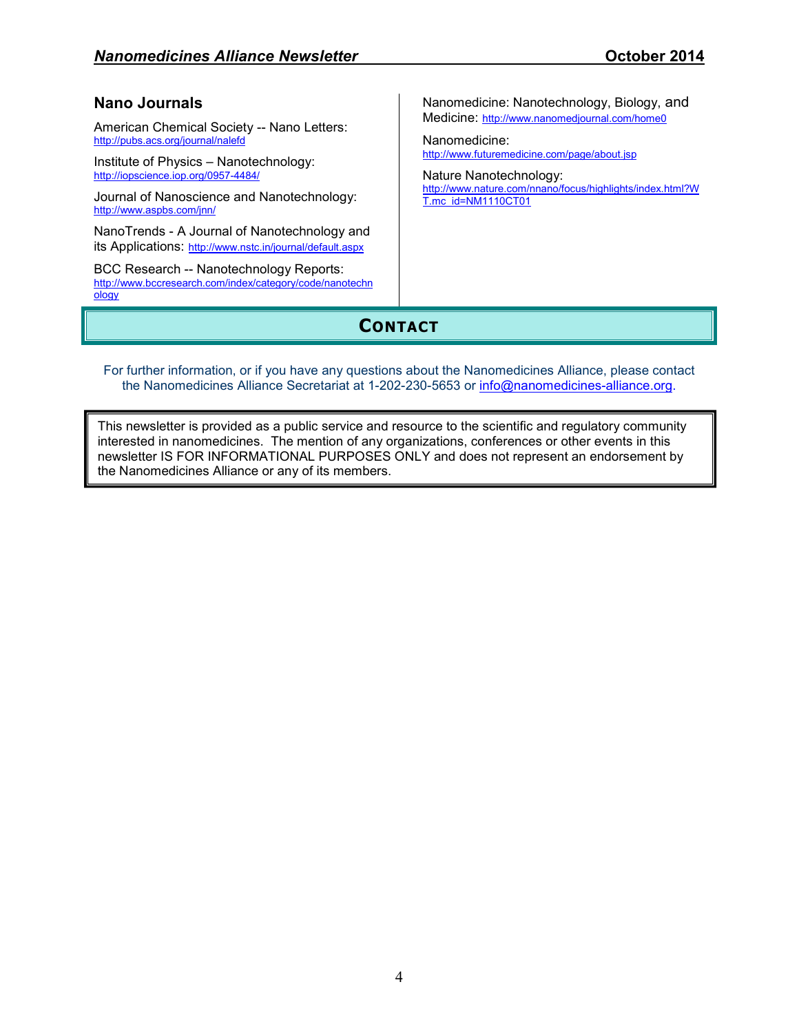## Nano Journals

American Chemical Society -- Nano Letters: http://pubs.acs.org/journal/nalefd

Institute of Physics – Nanotechnology: http://iopscience.iop.org/0957-4484/

Journal of Nanoscience and Nanotechnology: http://www.aspbs.com/jnn/

NanoTrends - A Journal of Nanotechnology and its Applications: http://www.nstc.in/journal/default.aspx

BCC Research -- Nanotechnology Reports: http://www.bccresearch.com/index/category/code/nanotechnology

Nanomedicine: Nanotechnology, Biology, and Medicine: http://www.nanomedjournal.com/home0

Nanomedicine: http://www.futuremedicine.com/page/about.jsp

Nature Nanotechnology: http://www.nature.com/nnano/focus/highlights/index.html?WT.mc_id=NM1110CT01

## CONTACT

For further information, or if you have any questions about the Nanomedicines Alliance, please contact the Nanomedicines Alliance Secretariat at 1-202-230-5653 or info@nanomedicines-alliance.org.

This newsletter is provided as a public service and resource to the scientific and regulatory community interested in nanomedicines. The mention of any organizations, conferences or other events in this newsletter IS FOR INFORMATIONAL PURPOSES ONLY and does not represent an endorsement by the Nanomedicines Alliance or any of its members.